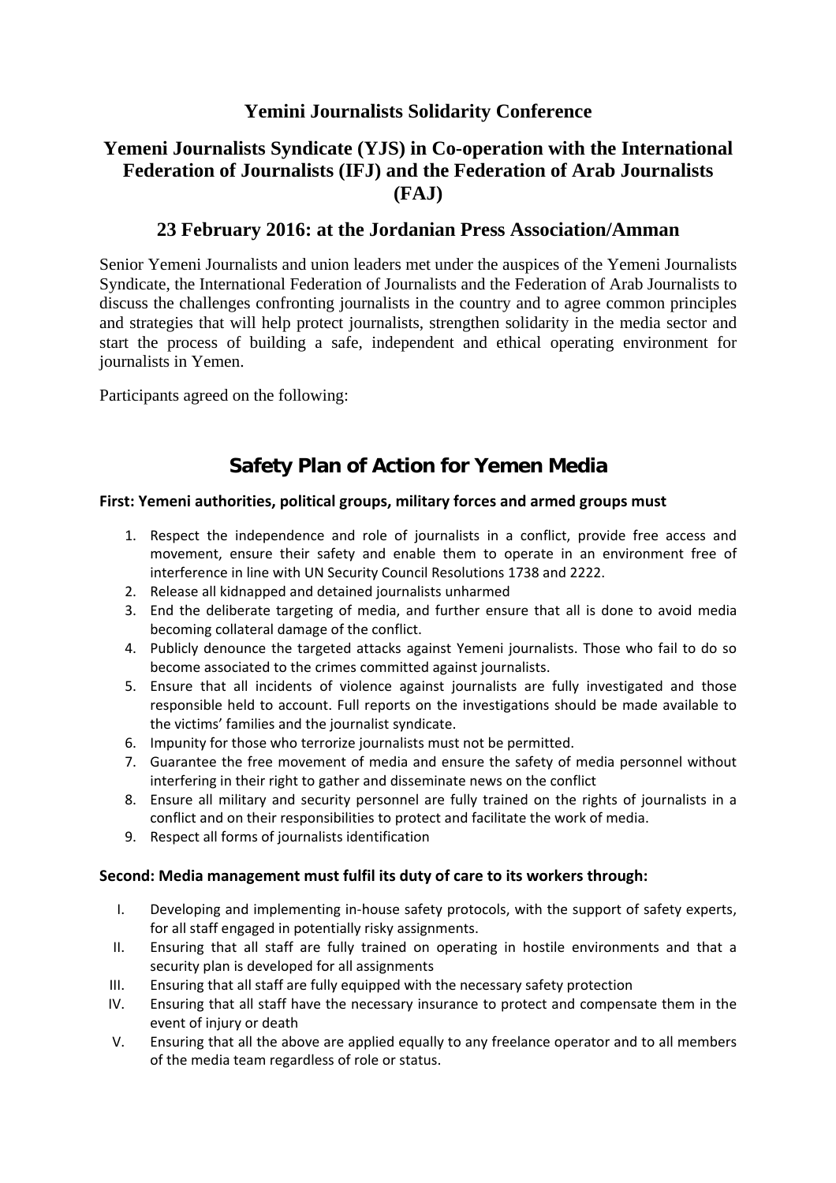# Yemini Journalists Solidarity Conference

## Yemeni Journalists Syndicate (YJS) in Co-operation with the International Federation of Journalists (IFJ) and the Federation of Arab Journalists (FAJ)

## 23 February 2016: at the Jordanian Press Association/Amman

Senior Yemeni Journalists and union leaders met under the auspices of the Yemeni Journalists Syndicate, the International Federation of Journalists and the Federation of Arab Journalists to discuss the challenges confronting journalists in the country and to agree common principles and strategies that will help protect journalists, strengthen solidarity in the media sector and start the process of building a safe, independent and ethical operating environment for journalists in Yemen.

Participants agreed on the following:

## Safety Plan of Action for Yemen Media

**First: Yemeni authorities, political groups, military forces and armed groups must**

1. Respect the independence and role of journalists in a conflict, provide free access and movement, ensure their safety and enable them to operate in an environment free of interference in line with UN Security Council Resolutions 1738 and 2222.
2. Release all kidnapped and detained journalists unharmed
3. End the deliberate targeting of media, and further ensure that all is done to avoid media becoming collateral damage of the conflict.
4. Publicly denounce the targeted attacks against Yemeni journalists. Those who fail to do so become associated to the crimes committed against journalists.
5. Ensure that all incidents of violence against journalists are fully investigated and those responsible held to account. Full reports on the investigations should be made available to the victims' families and the journalist syndicate.
6. Impunity for those who terrorize journalists must not be permitted.
7. Guarantee the free movement of media and ensure the safety of media personnel without interfering in their right to gather and disseminate news on the conflict
8. Ensure all military and security personnel are fully trained on the rights of journalists in a conflict and on their responsibilities to protect and facilitate the work of media.
9. Respect all forms of journalists identification

**Second: Media management must fulfil its duty of care to its workers through:**

I. Developing and implementing in-house safety protocols, with the support of safety experts, for all staff engaged in potentially risky assignments.
II. Ensuring that all staff are fully trained on operating in hostile environments and that a security plan is developed for all assignments
III. Ensuring that all staff are fully equipped with the necessary safety protection
IV. Ensuring that all staff have the necessary insurance to protect and compensate them in the event of injury or death
V. Ensuring that all the above are applied equally to any freelance operator and to all members of the media team regardless of role or status.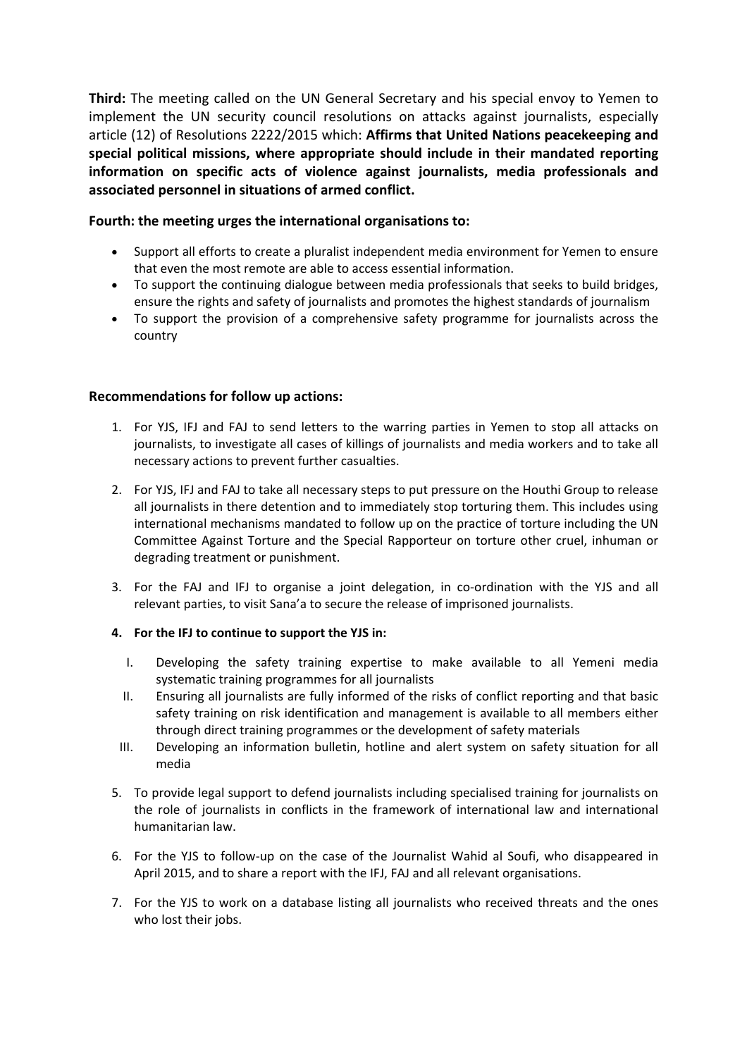**Third:** The meeting called on the UN General Secretary and his special envoy to Yemen to implement the UN security council resolutions on attacks against journalists, especially article (12) of Resolutions 2222/2015 which: **Affirms that United Nations peacekeeping and special political missions, where appropriate should include in their mandated reporting information on specific acts of violence against journalists, media professionals and associated personnel in situations of armed conflict.**

**Fourth: the meeting urges the international organisations to:**

- Support all efforts to create a pluralist independent media environment for Yemen to ensure that even the most remote are able to access essential information.
- To support the continuing dialogue between media professionals that seeks to build bridges, ensure the rights and safety of journalists and promotes the highest standards of journalism
- To support the provision of a comprehensive safety programme for journalists across the country

**Recommendations for follow up actions:**

1. For YJS, IFJ and FAJ to send letters to the warring parties in Yemen to stop all attacks on journalists, to investigate all cases of killings of journalists and media workers and to take all necessary actions to prevent further casualties.

2. For YJS, IFJ and FAJ to take all necessary steps to put pressure on the Houthi Group to release all journalists in there detention and to immediately stop torturing them. This includes using international mechanisms mandated to follow up on the practice of torture including the UN Committee Against Torture and the Special Rapporteur on torture other cruel, inhuman or degrading treatment or punishment.

3. For the FAJ and IFJ to organise a joint delegation, in co-ordination with the YJS and all relevant parties, to visit Sana'a to secure the release of imprisoned journalists.

4. **For the IFJ to continue to support the YJS in:**

   I. Developing the safety training expertise to make available to all Yemeni media systematic training programmes for all journalists

   II. Ensuring all journalists are fully informed of the risks of conflict reporting and that basic safety training on risk identification and management is available to all members either through direct training programmes or the development of safety materials

   III. Developing an information bulletin, hotline and alert system on safety situation for all media

5. To provide legal support to defend journalists including specialised training for journalists on the role of journalists in conflicts in the framework of international law and international humanitarian law.

6. For the YJS to follow-up on the case of the Journalist Wahid al Soufi, who disappeared in April 2015, and to share a report with the IFJ, FAJ and all relevant organisations.

7. For the YJS to work on a database listing all journalists who received threats and the ones who lost their jobs.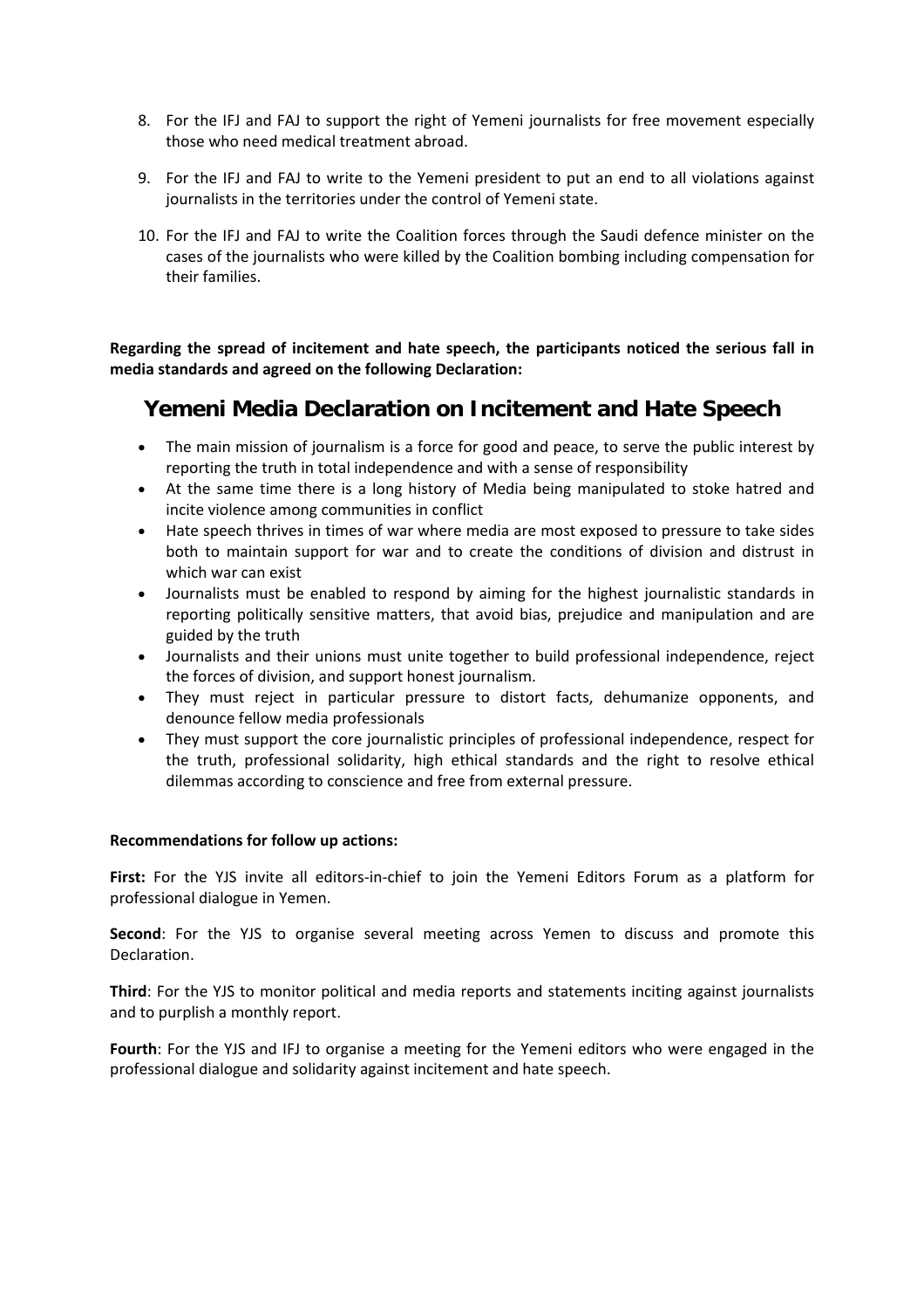8. For the IFJ and FAJ to support the right of Yemeni journalists for free movement especially those who need medical treatment abroad.

9. For the IFJ and FAJ to write to the Yemeni president to put an end to all violations against journalists in the territories under the control of Yemeni state.

10. For the IFJ and FAJ to write the Coalition forces through the Saudi defence minister on the cases of the journalists who were killed by the Coalition bombing including compensation for their families.

**Regarding the spread of incitement and hate speech, the participants noticed the serious fall in media standards and agreed on the following Declaration:**

## Yemeni Media Declaration on Incitement and Hate Speech

- The main mission of journalism is a force for good and peace, to serve the public interest by reporting the truth in total independence and with a sense of responsibility
- At the same time there is a long history of Media being manipulated to stoke hatred and incite violence among communities in conflict
- Hate speech thrives in times of war where media are most exposed to pressure to take sides both to maintain support for war and to create the conditions of division and distrust in which war can exist
- Journalists must be enabled to respond by aiming for the highest journalistic standards in reporting politically sensitive matters, that avoid bias, prejudice and manipulation and are guided by the truth
- Journalists and their unions must unite together to build professional independence, reject the forces of division, and support honest journalism.
- They must reject in particular pressure to distort facts, dehumanize opponents, and denounce fellow media professionals
- They must support the core journalistic principles of professional independence, respect for the truth, professional solidarity, high ethical standards and the right to resolve ethical dilemmas according to conscience and free from external pressure.

**Recommendations for follow up actions:**

**First:** For the YJS invite all editors-in-chief to join the Yemeni Editors Forum as a platform for professional dialogue in Yemen.

**Second**: For the YJS to organise several meeting across Yemen to discuss and promote this Declaration.

**Third**: For the YJS to monitor political and media reports and statements inciting against journalists and to purplish a monthly report.

**Fourth**: For the YJS and IFJ to organise a meeting for the Yemeni editors who were engaged in the professional dialogue and solidarity against incitement and hate speech.